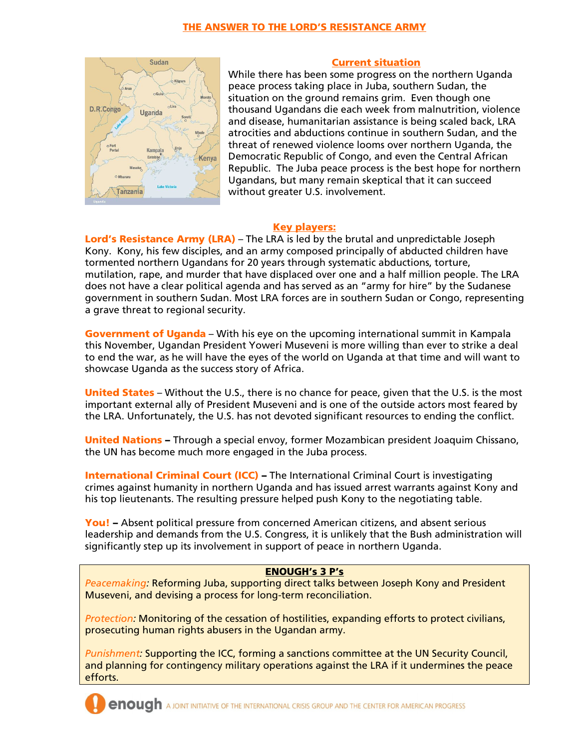# THE ANSWER TO THE LORD'S RESISTANCE ARMY

## Current situation

While there has been some progress on the northern Uganda peace process taking place in Juba, southern Sudan, the situation on the ground remains grim. Even though one thousand Ugandans die each week from malnutrition, violence and disease, humanitarian assistance is being scaled back, LRA atrocities and abductions continue in southern Sudan, and the threat of renewed violence looms over northern Uganda, the Democratic Republic of Congo, and even the Central African Republic. The Juba peace process is the best hope for northern Ugandans, but many remain skeptical that it can succeed without greater U.S. involvement.

## Key players:

**Lord's Resistance Army (LRA)** – The LRA is led by the brutal and unpredictable Joseph Kony. Kony, his few disciples, and an army composed principally of abducted children have tormented northern Ugandans for 20 years through systematic abductions, torture, mutilation, rape, and murder that have displaced over one and a half million people. The LRA does not have a clear political agenda and has served as an "army for hire" by the Sudanese government in southern Sudan. Most LRA forces are in southern Sudan or Congo, representing a grave threat to regional security.

**Government of Uganda** – With his eye on the upcoming international summit in Kampala this November, Ugandan President Yoweri Museveni is more willing than ever to strike a deal to end the war, as he will have the eyes of the world on Uganda at that time and will want to showcase Uganda as the success story of Africa.

**United States** – Without the U.S., there is no chance for peace, given that the U.S. is the most important external ally of President Museveni and is one of the outside actors most feared by the LRA. Unfortunately, the U.S. has not devoted significant resources to ending the conflict.

**United Nations** – Through a special envoy, former Mozambican president Joaquim Chissano, the UN has become much more engaged in the Juba process.

**International Criminal Court (ICC)** – The International Criminal Court is investigating crimes against humanity in northern Uganda and has issued arrest warrants against Kony and his top lieutenants. The resulting pressure helped push Kony to the negotiating table.

**You!** – Absent political pressure from concerned American citizens, and absent serious leadership and demands from the U.S. Congress, it is unlikely that the Bush administration will significantly step up its involvement in support of peace in northern Uganda.

### ENOUGH's 3 P's

*Peacemaking:* Reforming Juba, supporting direct talks between Joseph Kony and President Museveni, and devising a process for long-term reconciliation.

*Protection:* Monitoring of the cessation of hostilities, expanding efforts to protect civilians, prosecuting human rights abusers in the Ugandan army.

*Punishment:* Supporting the ICC, forming a sanctions committee at the UN Security Council, and planning for contingency military operations against the LRA if it undermines the peace efforts.

enough A JOINT INITIATIVE OF THE INTERNATIONAL CRISIS GROUP AND THE CENTER FOR AMERICAN PROGRESS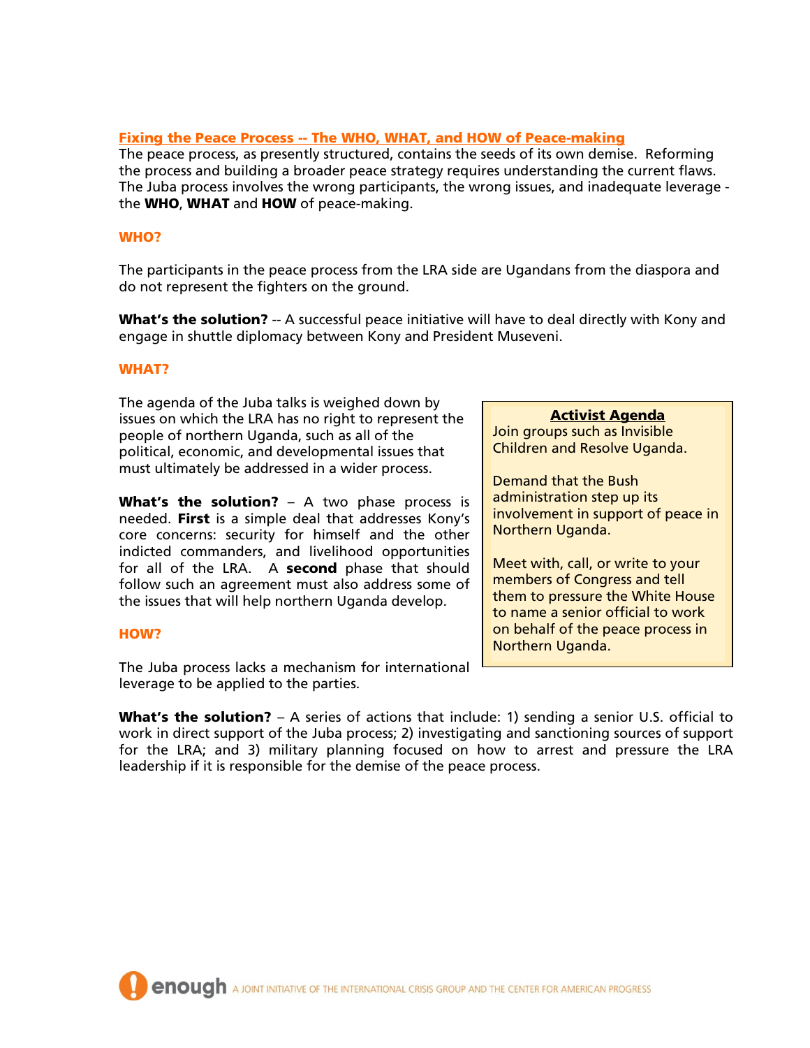## Fixing the Peace Process -- The WHO, WHAT, and HOW of Peace-making

The peace process, as presently structured, contains the seeds of its own demise. Reforming the process and building a broader peace strategy requires understanding the current flaws. The Juba process involves the wrong participants, the wrong issues, and inadequate leverage - the **WHO**, **WHAT** and **HOW** of peace-making.

### WHO?

The participants in the peace process from the LRA side are Ugandans from the diaspora and do not represent the fighters on the ground.

**What's the solution?** -- A successful peace initiative will have to deal directly with Kony and engage in shuttle diplomacy between Kony and President Museveni.

### WHAT?

The agenda of the Juba talks is weighed down by issues on which the LRA has no right to represent the people of northern Uganda, such as all of the political, economic, and developmental issues that must ultimately be addressed in a wider process.

**What's the solution?** – A two phase process is needed. **First** is a simple deal that addresses Kony's core concerns: security for himself and the other indicted commanders, and livelihood opportunities for all of the LRA. A **second** phase that should follow such an agreement must also address some of the issues that will help northern Uganda develop.

### HOW?

The Juba process lacks a mechanism for international leverage to be applied to the parties.

**What's the solution?** – A series of actions that include: 1) sending a senior U.S. official to work in direct support of the Juba process; 2) investigating and sanctioning sources of support for the LRA; and 3) military planning focused on how to arrest and pressure the LRA leadership if it is responsible for the demise of the peace process.

> **Activist Agenda**
>
> Join groups such as Invisible Children and Resolve Uganda.
>
> Demand that the Bush administration step up its involvement in support of peace in Northern Uganda.
>
> Meet with, call, or write to your members of Congress and tell them to pressure the White House to name a senior official to work on behalf of the peace process in Northern Uganda.

enough A JOINT INITIATIVE OF THE INTERNATIONAL CRISIS GROUP AND THE CENTER FOR AMERICAN PROGRESS